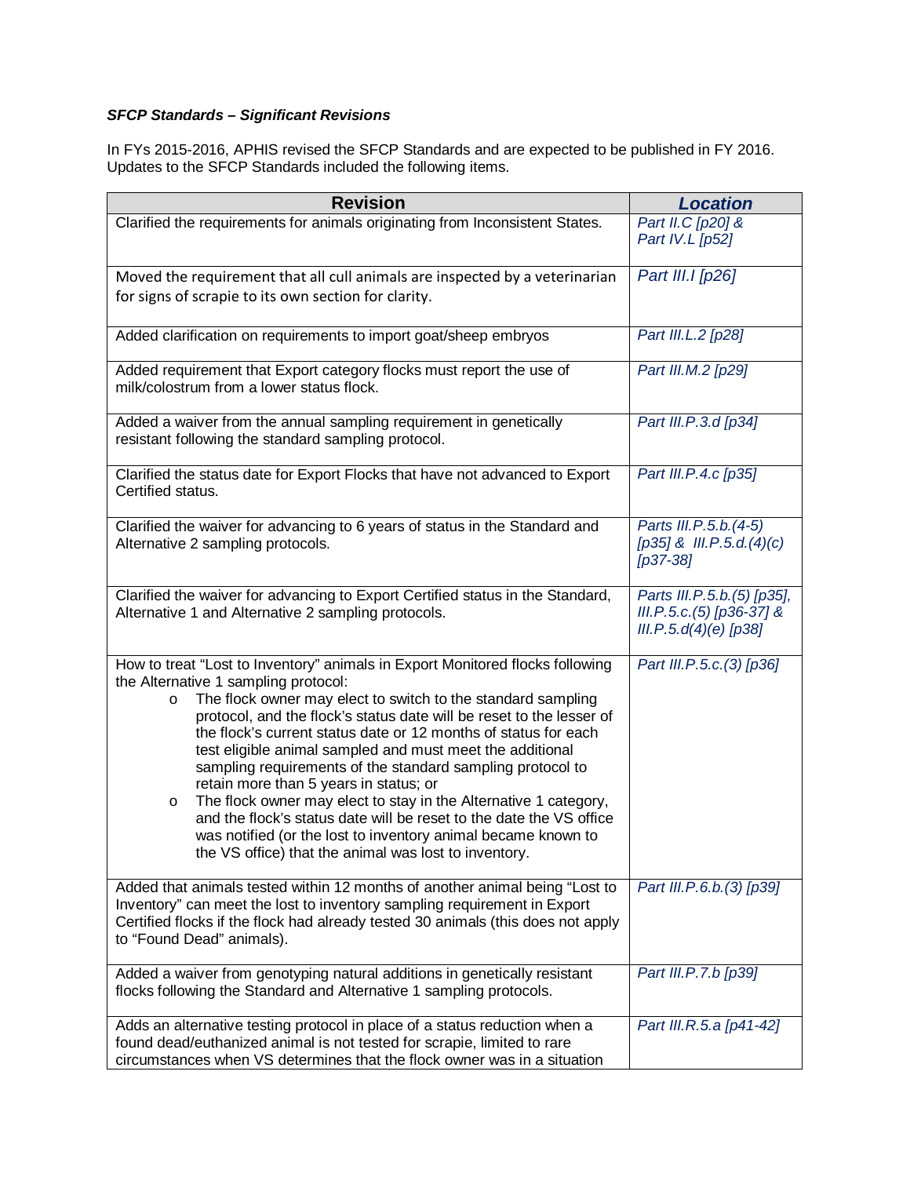***SFCP Standards – Significant Revisions***

In FYs 2015-2016, APHIS revised the SFCP Standards and are expected to be published in FY 2016. Updates to the SFCP Standards included the following items.

| Revision | *Location* |
|---|---|
| Clarified the requirements for animals originating from Inconsistent States. | *Part II.C [p20] & Part IV.L [p52]* |
| Moved the requirement that all cull animals are inspected by a veterinarian for signs of scrapie to its own section for clarity. | *Part III.I [p26]* |
| Added clarification on requirements to import goat/sheep embryos | *Part III.L.2 [p28]* |
| Added requirement that Export category flocks must report the use of milk/colostrum from a lower status flock. | *Part III.M.2 [p29]* |
| Added a waiver from the annual sampling requirement in genetically resistant following the standard sampling protocol. | *Part III.P.3.d [p34]* |
| Clarified the status date for Export Flocks that have not advanced to Export Certified status. | *Part III.P.4.c [p35]* |
| Clarified the waiver for advancing to 6 years of status in the Standard and Alternative 2 sampling protocols. | *Parts III.P.5.b.(4-5) [p35] & III.P.5.d.(4)(c) [p37-38]* |
| Clarified the waiver for advancing to Export Certified status in the Standard, Alternative 1 and Alternative 2 sampling protocols. | *Parts III.P.5.b.(5) [p35], III.P.5.c.(5) [p36-37] & III.P.5.d(4)(e) [p38]* |
| How to treat "Lost to Inventory" animals in Export Monitored flocks following the Alternative 1 sampling protocol:<br>o The flock owner may elect to switch to the standard sampling protocol, and the flock's status date will be reset to the lesser of the flock's current status date or 12 months of status for each test eligible animal sampled and must meet the additional sampling requirements of the standard sampling protocol to retain more than 5 years in status; or<br>o The flock owner may elect to stay in the Alternative 1 category, and the flock's status date will be reset to the date the VS office was notified (or the lost to inventory animal became known to the VS office) that the animal was lost to inventory. | *Part III.P.5.c.(3) [p36]* |
| Added that animals tested within 12 months of another animal being "Lost to Inventory" can meet the lost to inventory sampling requirement in Export Certified flocks if the flock had already tested 30 animals (this does not apply to "Found Dead" animals). | *Part III.P.6.b.(3) [p39]* |
| Added a waiver from genotyping natural additions in genetically resistant flocks following the Standard and Alternative 1 sampling protocols. | *Part III.P.7.b [p39]* |
| Adds an alternative testing protocol in place of a status reduction when a found dead/euthanized animal is not tested for scrapie, limited to rare circumstances when VS determines that the flock owner was in a situation | *Part III.R.5.a [p41-42]* |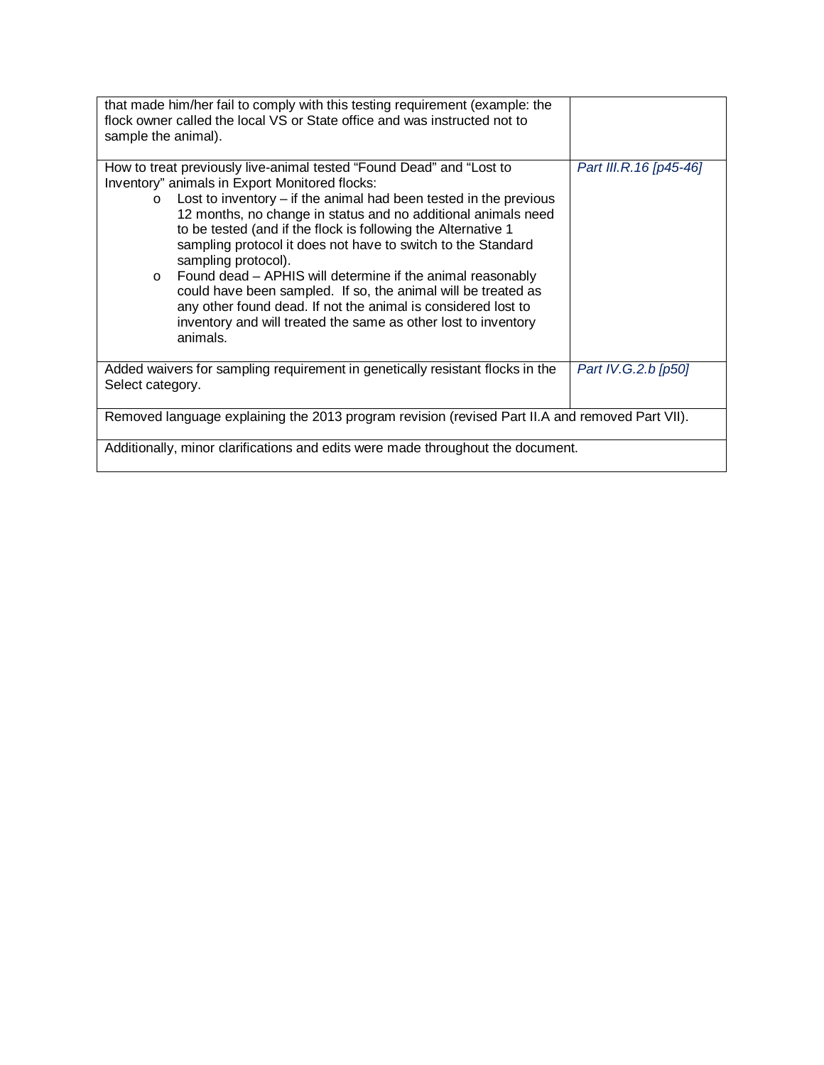| | |
|---|---|
| that made him/her fail to comply with this testing requirement (example: the flock owner called the local VS or State office and was instructed not to sample the animal). | |
| How to treat previously live-animal tested "Found Dead" and "Lost to Inventory" animals in Export Monitored flocks:<br>o Lost to inventory – if the animal had been tested in the previous 12 months, no change in status and no additional animals need to be tested (and if the flock is following the Alternative 1 sampling protocol it does not have to switch to the Standard sampling protocol).<br>o Found dead – APHIS will determine if the animal reasonably could have been sampled. If so, the animal will be treated as any other found dead. If not the animal is considered lost to inventory and will treated the same as other lost to inventory animals. | *Part III.R.16 [p45-46]* |
| Added waivers for sampling requirement in genetically resistant flocks in the Select category. | *Part IV.G.2.b [p50]* |
| Removed language explaining the 2013 program revision (revised Part II.A and removed Part VII). | |
| Additionally, minor clarifications and edits were made throughout the document. | |